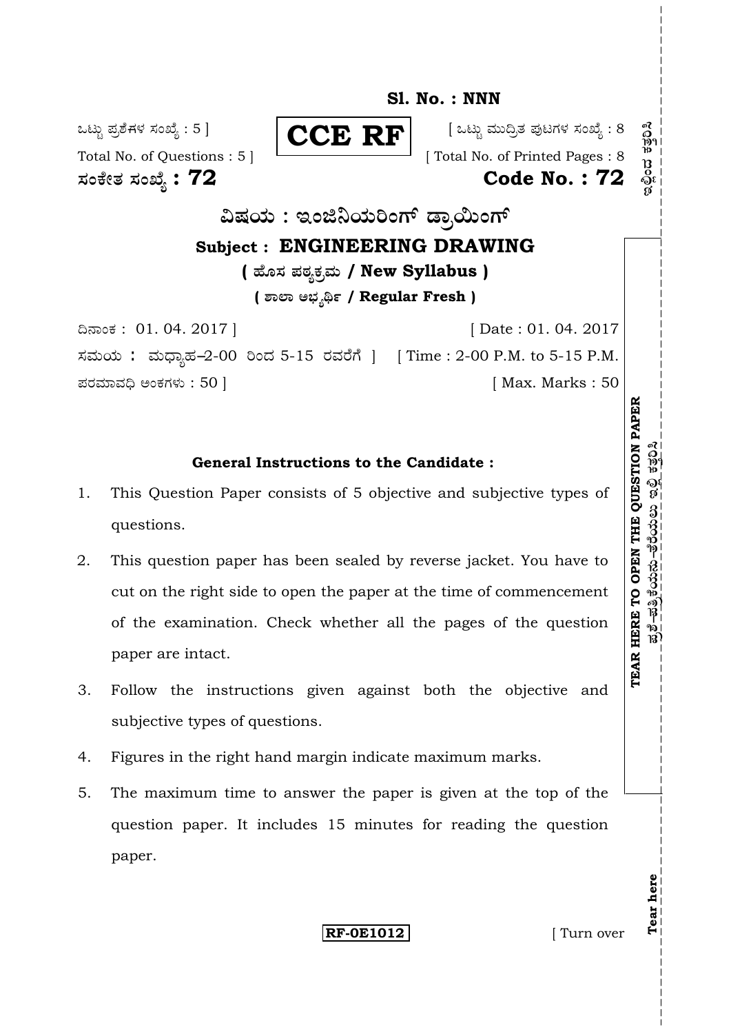**Sl. No. : NNN**

ಒಟ್ಟು ಪ್ರಶ್ನೆಗಳ ಸಂಖ್ಯೆ : 5 ] **CCE RF** [ ಒಟ್ಟು ಮುದ್ರಿತ ಪುಟಗಳ ಸಂಖ್ಯೆ : 8

Total No. of Questions : 5 ] [ Total No. of Printed Pages : 8

**ಸಂಕೇತ ಸಂಖ್ಯೆ : 72** **Code No. : 72**

# ವಿಷಯ : ಇಂಜಿನಿಯರಿಂಗ್ ಡ್ರಾಯಿಂಗ್

## Subject : ENGINEERING DRAWING

**( ಹೊಸ ಪಠ್ಯಕ್ರಮ / New Syllabus )**

**( ಶಾಲಾ ಅಭ್ಯರ್ಥಿ / Regular Fresh )**

ದಿನಾಂಕ : 01. 04. 2017 ] [ Date : 01. 04. 2017

ಸಮಯ : ಮಧ್ಯಾಹ್ನ 2-00 ರಿಂದ 5-15 ರವರೆಗೆ ] [ Time : 2-00 P.M. to 5-15 P.M.

ಪರಮಾವಧಿ ಅಂಕಗಳು : 50 ] [ Max. Marks : 50

**TEAR HERE TO OPEN THE QUESTION PAPER**

### General Instructions to the Candidate :

1. This Question Paper consists of 5 objective and subjective types of questions.
2. This question paper has been sealed by reverse jacket. You have to cut on the right side to open the paper at the time of commencement of the examination. Check whether all the pages of the question paper are intact.
3. Follow the instructions given against both the objective and subjective types of questions.
4. Figures in the right hand margin indicate maximum marks.
5. The maximum time to answer the paper is given at the top of the question paper. It includes 15 minutes for reading the question paper.

**Tear here**

**RF-0E1012** [ Turn over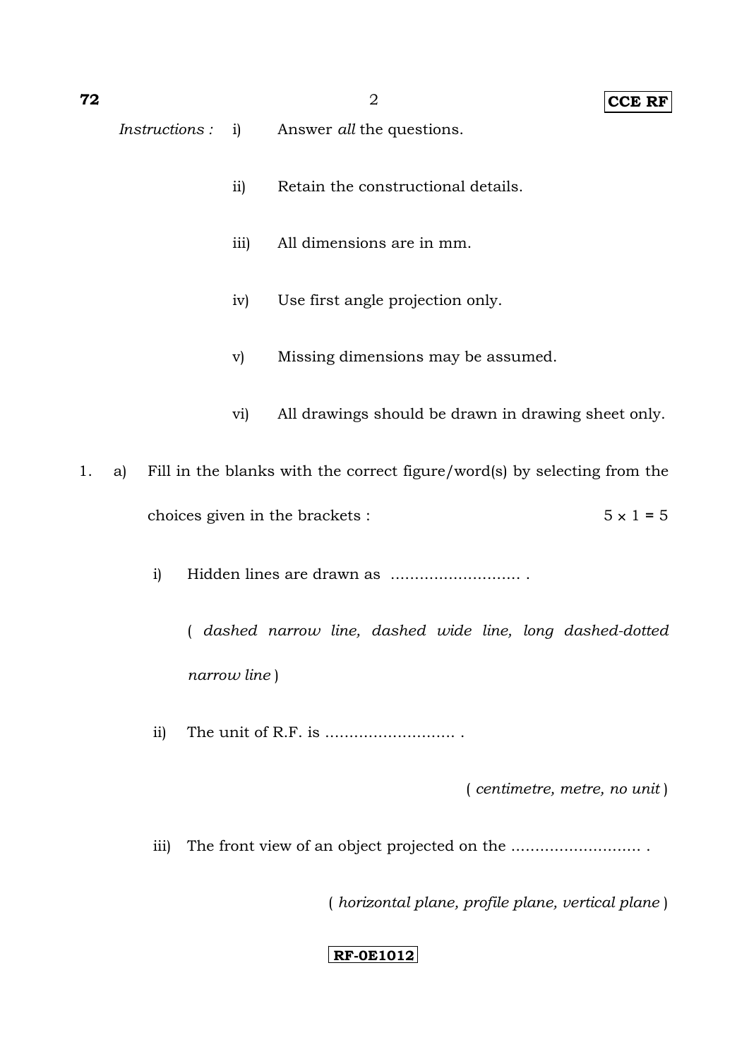*Instructions :* i) Answer *all* the questions.

ii) Retain the constructional details.

iii) All dimensions are in mm.

iv) Use first angle projection only.

v) Missing dimensions may be assumed.

vi) All drawings should be drawn in drawing sheet only.

1. a) Fill in the blanks with the correct figure/word(s) by selecting from the choices given in the brackets : $5 \times 1 = 5$

   i) Hidden lines are drawn as ........................... .

   ( *dashed narrow line, dashed wide line, long dashed-dotted narrow line* )

   ii) The unit of R.F. is ........................... .

   ( *centimetre, metre, no unit* )

   iii) The front view of an object projected on the ........................... .

   ( *horizontal plane, profile plane, vertical plane* )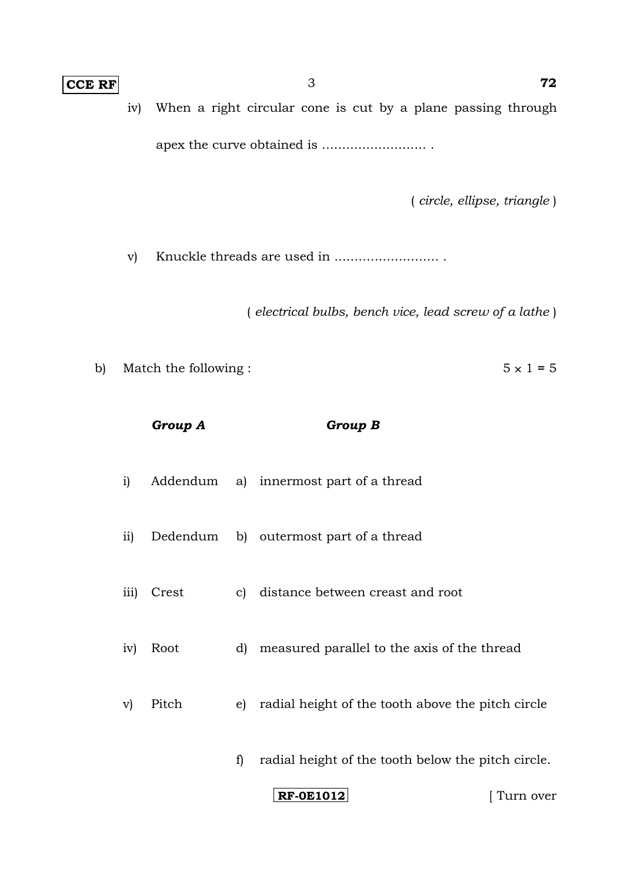iv) When a right circular cone is cut by a plane passing through apex the curve obtained is .......................... .

( *circle, ellipse, triangle* )

v) Knuckle threads are used in .......................... .

( *electrical bulbs, bench vice, lead screw of a lathe* )

b) Match the following : $5 \times 1 = 5$

| | ***Group A*** | | ***Group B*** |
|---|---|---|---|
| i) | Addendum | a) | innermost part of a thread |
| ii) | Dedendum | b) | outermost part of a thread |
| iii) | Crest | c) | distance between creast and root |
| iv) | Root | d) | measured parallel to the axis of the thread |
| v) | Pitch | e) | radial height of the tooth above the pitch circle |
| | | f) | radial height of the tooth below the pitch circle. |

RF-0E1012

[ Turn over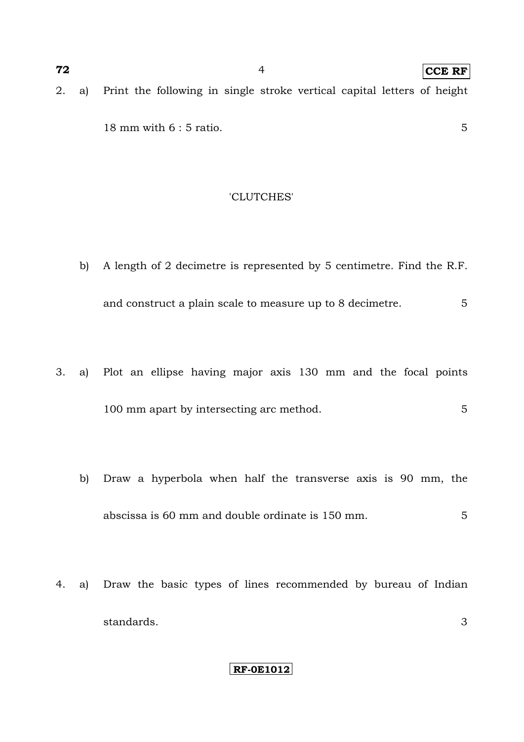2. a) Print the following in single stroke vertical capital letters of height 18 mm with 6 : 5 ratio. 5

'CLUTCHES'

b) A length of 2 decimetre is represented by 5 centimetre. Find the R.F. and construct a plain scale to measure up to 8 decimetre. 5

3. a) Plot an ellipse having major axis 130 mm and the focal points 100 mm apart by intersecting arc method. 5

b) Draw a hyperbola when half the transverse axis is 90 mm, the abscissa is 60 mm and double ordinate is 150 mm. 5

4. a) Draw the basic types of lines recommended by bureau of Indian standards. 3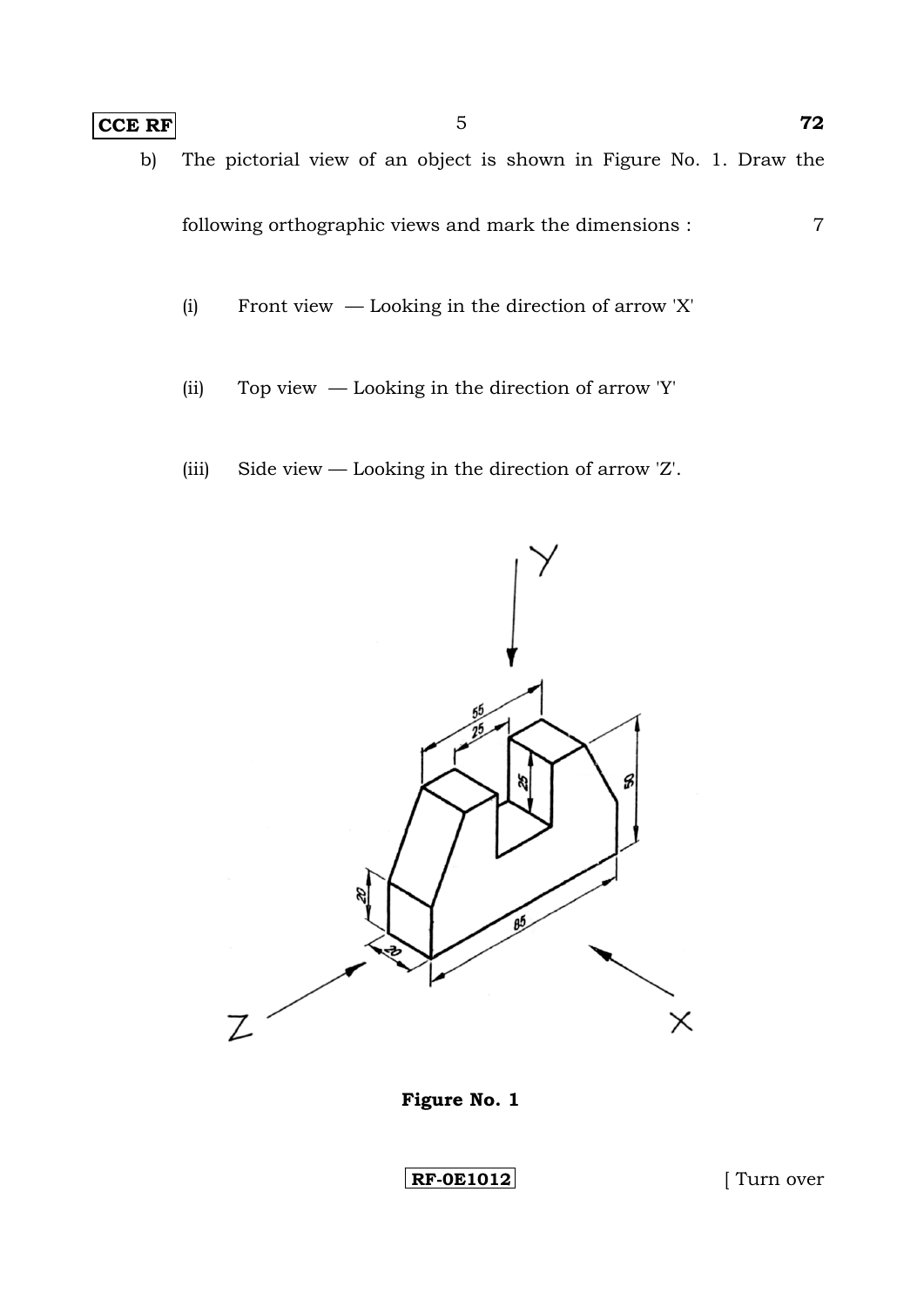b) The pictorial view of an object is shown in Figure No. 1. Draw the following orthographic views and mark the dimensions : 7

(i) Front view — Looking in the direction of arrow 'X'

(ii) Top view — Looking in the direction of arrow 'Y'

(iii) Side view — Looking in the direction of arrow 'Z'.

**Figure No. 1**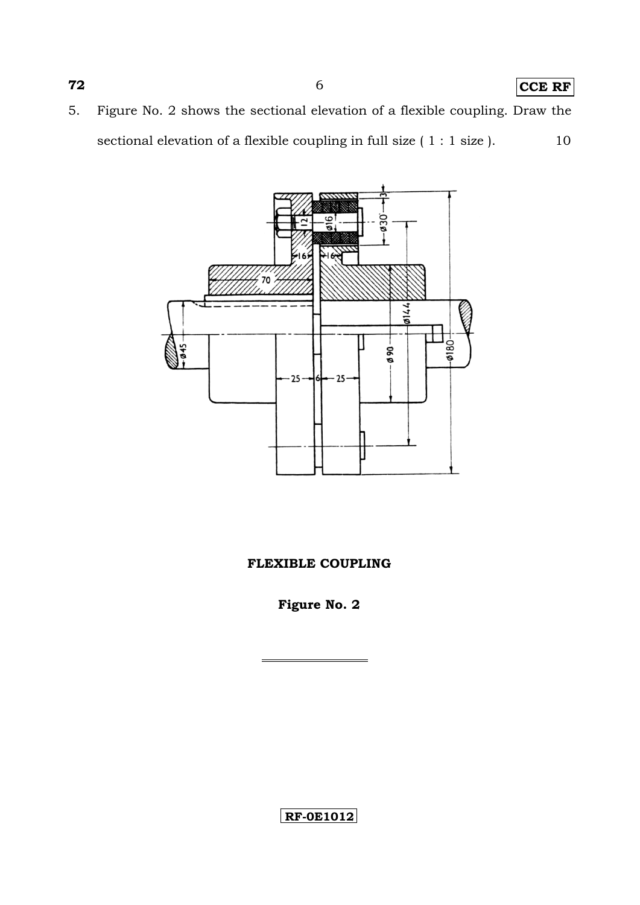5. Figure No. 2 shows the sectional elevation of a flexible coupling. Draw the sectional elevation of a flexible coupling in full size ( 1 : 1 size ). 10

**FLEXIBLE COUPLING**

**Figure No. 2**